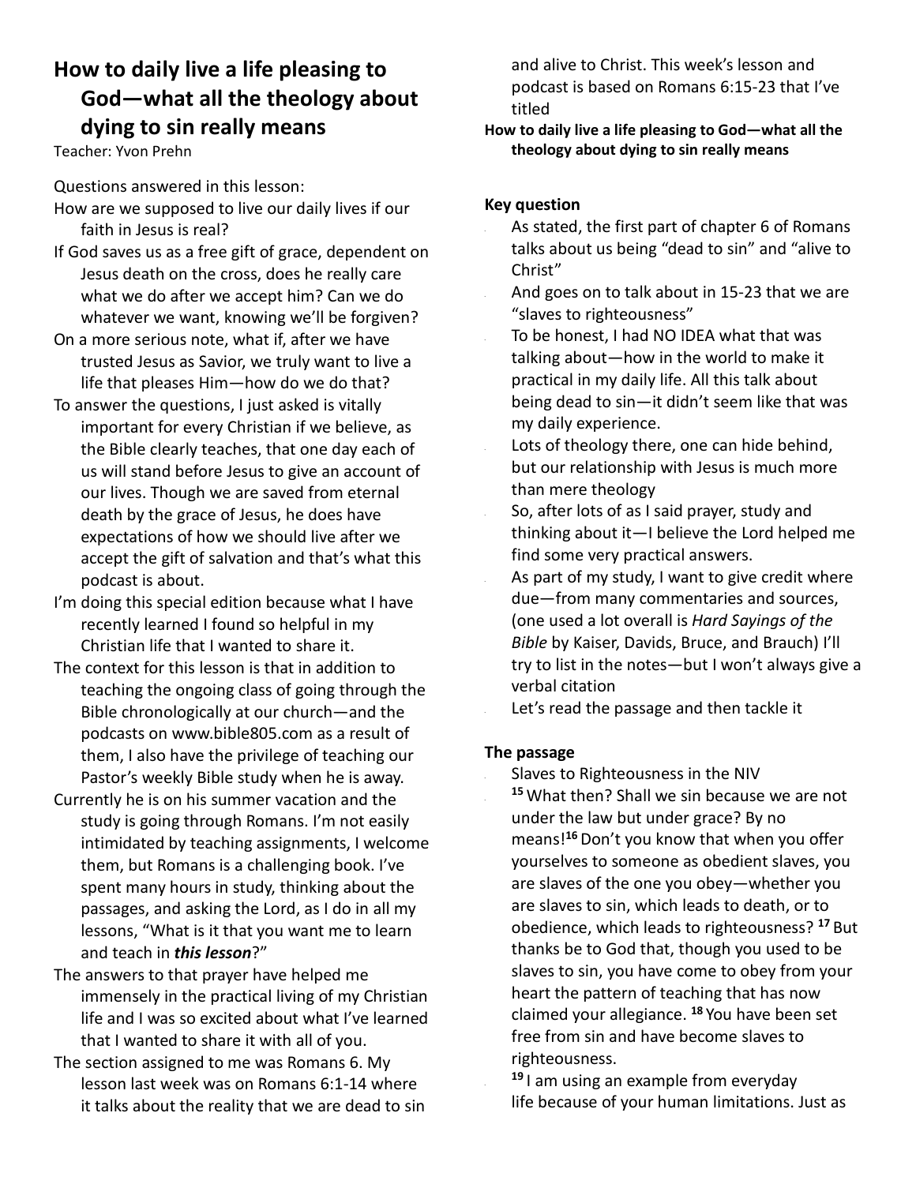# How to daily live a life pleasing to God—what all the theology about dying to sin really means

Teacher: Yvon Prehn

Questions answered in this lesson:

How are we supposed to live our daily lives if our faith in Jesus is real?

If God saves us as a free gift of grace, dependent on Jesus death on the cross, does he really care what we do after we accept him? Can we do whatever we want, knowing we'll be forgiven?

On a more serious note, what if, after we have trusted Jesus as Savior, we truly want to live a life that pleases Him—how do we do that?

To answer the questions, I just asked is vitally important for every Christian if we believe, as the Bible clearly teaches, that one day each of us will stand before Jesus to give an account of our lives. Though we are saved from eternal death by the grace of Jesus, he does have expectations of how we should live after we accept the gift of salvation and that's what this podcast is about.

I'm doing this special edition because what I have recently learned I found so helpful in my Christian life that I wanted to share it.

The context for this lesson is that in addition to teaching the ongoing class of going through the Bible chronologically at our church—and the podcasts on www.bible805.com as a result of them, I also have the privilege of teaching our Pastor's weekly Bible study when he is away.

Currently he is on his summer vacation and the study is going through Romans. I'm not easily intimidated by teaching assignments, I welcome them, but Romans is a challenging book. I've spent many hours in study, thinking about the passages, and asking the Lord, as I do in all my lessons, "What is it that you want me to learn and teach in ***this lesson***?"

The answers to that prayer have helped me immensely in the practical living of my Christian life and I was so excited about what I've learned that I wanted to share it with all of you.

The section assigned to me was Romans 6. My lesson last week was on Romans 6:1-14 where it talks about the reality that we are dead to sin and alive to Christ. This week's lesson and podcast is based on Romans 6:15-23 that I've titled

**How to daily live a life pleasing to God—what all the theology about dying to sin really means**

**Key question**

- As stated, the first part of chapter 6 of Romans talks about us being "dead to sin" and "alive to Christ"
- And goes on to talk about in 15-23 that we are "slaves to righteousness"
- To be honest, I had NO IDEA what that was talking about—how in the world to make it practical in my daily life. All this talk about being dead to sin—it didn't seem like that was my daily experience.
- Lots of theology there, one can hide behind, but our relationship with Jesus is much more than mere theology
- So, after lots of as I said prayer, study and thinking about it—I believe the Lord helped me find some very practical answers.
- As part of my study, I want to give credit where due—from many commentaries and sources, (one used a lot overall is *Hard Sayings of the Bible* by Kaiser, Davids, Bruce, and Brauch) I'll try to list in the notes—but I won't always give a verbal citation
- Let's read the passage and then tackle it

**The passage**

- Slaves to Righteousness in the NIV
- **15** What then? Shall we sin because we are not under the law but under grace? By no means! **16** Don't you know that when you offer yourselves to someone as obedient slaves, you are slaves of the one you obey—whether you are slaves to sin, which leads to death, or to obedience, which leads to righteousness? **17** But thanks be to God that, though you used to be slaves to sin, you have come to obey from your heart the pattern of teaching that has now claimed your allegiance. **18** You have been set free from sin and have become slaves to righteousness.
- **19** I am using an example from everyday life because of your human limitations. Just as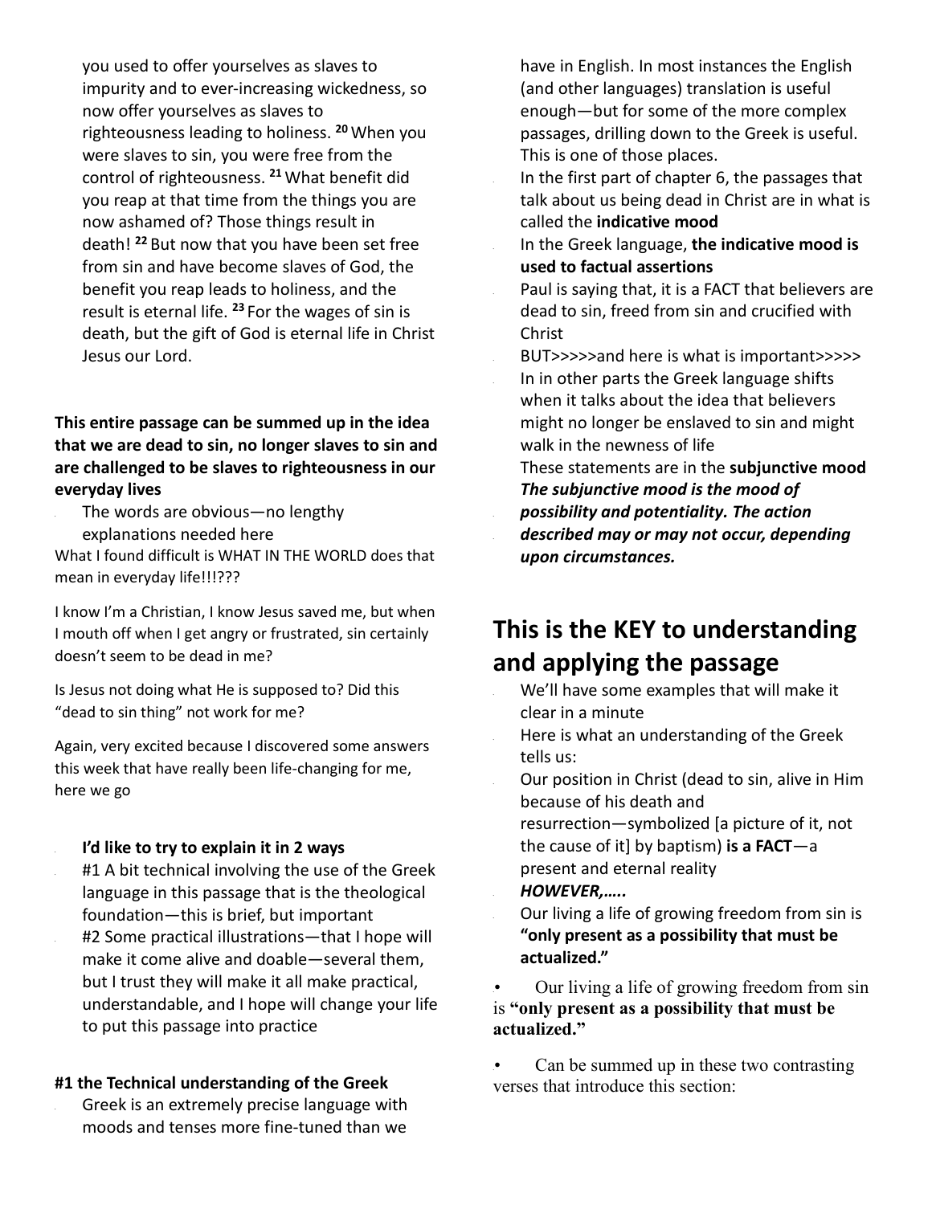you used to offer yourselves as slaves to impurity and to ever-increasing wickedness, so now offer yourselves as slaves to righteousness leading to holiness. [20] When you were slaves to sin, you were free from the control of righteousness. [21] What benefit did you reap at that time from the things you are now ashamed of? Those things result in death! [22] But now that you have been set free from sin and have become slaves of God, the benefit you reap leads to holiness, and the result is eternal life. [23] For the wages of sin is death, but the gift of God is eternal life in Christ Jesus our Lord.

**This entire passage can be summed up in the idea that we are dead to sin, no longer slaves to sin and are challenged to be slaves to righteousness in our everyday lives**

- The words are obvious—no lengthy explanations needed here

What I found difficult is WHAT IN THE WORLD does that mean in everyday life!!!???

I know I'm a Christian, I know Jesus saved me, but when I mouth off when I get angry or frustrated, sin certainly doesn't seem to be dead in me?

Is Jesus not doing what He is supposed to? Did this "dead to sin thing" not work for me?

Again, very excited because I discovered some answers this week that have really been life-changing for me, here we go

- **I'd like to try to explain it in 2 ways**
- #1 A bit technical involving the use of the Greek language in this passage that is the theological foundation—this is brief, but important
- #2 Some practical illustrations—that I hope will make it come alive and doable—several them, but I trust they will make it all make practical, understandable, and I hope will change your life to put this passage into practice

**#1 the Technical understanding of the Greek**

- Greek is an extremely precise language with moods and tenses more fine-tuned than we have in English. In most instances the English (and other languages) translation is useful enough—but for some of the more complex passages, drilling down to the Greek is useful. This is one of those places.
- In the first part of chapter 6, the passages that talk about us being dead in Christ are in what is called the **indicative mood**
- In the Greek language, **the indicative mood is used to factual assertions**
- Paul is saying that, it is a FACT that believers are dead to sin, freed from sin and crucified with Christ
- BUT>>>>>and here is what is important>>>>>
- In in other parts the Greek language shifts when it talks about the idea that believers might no longer be enslaved to sin and might walk in the newness of life
- These statements are in the **subjunctive mood**
- ***The subjunctive mood is the mood of possibility and potentiality. The action described may or may not occur, depending upon circumstances.***

## This is the KEY to understanding and applying the passage

- We'll have some examples that will make it clear in a minute
- Here is what an understanding of the Greek tells us:
- Our position in Christ (dead to sin, alive in Him because of his death and resurrection—symbolized [a picture of it, not the cause of it] by baptism) **is a FACT**—a present and eternal reality
- ***HOWEVER,…..***
- Our living a life of growing freedom from sin is **"only present as a possibility that must be actualized."**

- Our living a life of growing freedom from sin is **"only present as a possibility that must be actualized."**
- Can be summed up in these two contrasting verses that introduce this section: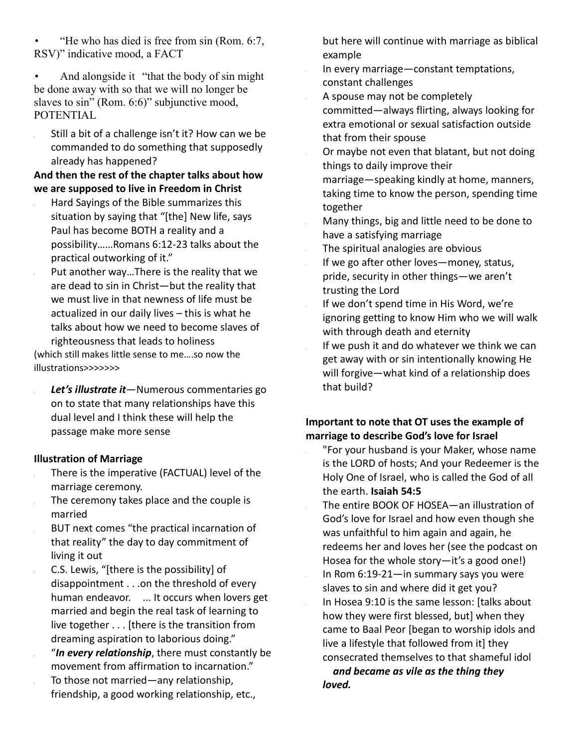- "He who has died is free from sin (Rom. 6:7, RSV)" indicative mood, a FACT
- And alongside it "that the body of sin might be done away with so that we will no longer be slaves to sin" (Rom. 6:6)" subjunctive mood, POTENTIAL
  - Still a bit of a challenge isn't it? How can we be commanded to do something that supposedly already has happened?

**And then the rest of the chapter talks about how we are supposed to live in Freedom in Christ**

- Hard Sayings of the Bible summarizes this situation by saying that "[the] New life, says Paul has become BOTH a reality and a possibility……Romans 6:12-23 talks about the practical outworking of it."
- Put another way…There is the reality that we are dead to sin in Christ—but the reality that we must live in that newness of life must be actualized in our daily lives – this is what he talks about how we need to become slaves of righteousness that leads to holiness

(which still makes little sense to me….so now the illustrations>>>>>>>

- ***Let's illustrate it***—Numerous commentaries go on to state that many relationships have this dual level and I think these will help the passage make more sense

**Illustration of Marriage**

- There is the imperative (FACTUAL) level of the marriage ceremony.
- The ceremony takes place and the couple is married
- BUT next comes "the practical incarnation of that reality" the day to day commitment of living it out
- C.S. Lewis, "[there is the possibility] of disappointment . . .on the threshold of every human endeavor. ... It occurs when lovers get married and begin the real task of learning to live together . . . [there is the transition from dreaming aspiration to laborious doing."
- "***In every relationship***, there must constantly be movement from affirmation to incarnation."
- To those not married—any relationship, friendship, a good working relationship, etc., but here will continue with marriage as biblical example
- In every marriage—constant temptations, constant challenges
- A spouse may not be completely committed—always flirting, always looking for extra emotional or sexual satisfaction outside that from their spouse
- Or maybe not even that blatant, but not doing things to daily improve their marriage—speaking kindly at home, manners, taking time to know the person, spending time together
- Many things, big and little need to be done to have a satisfying marriage
- The spiritual analogies are obvious
- If we go after other loves—money, status, pride, security in other things—we aren't trusting the Lord
- If we don't spend time in His Word, we're ignoring getting to know Him who we will walk with through death and eternity
- If we push it and do whatever we think we can get away with or sin intentionally knowing He will forgive—what kind of a relationship does that build?

**Important to note that OT uses the example of marriage to describe God's love for Israel**

- "For your husband is your Maker, whose name is the LORD of hosts; And your Redeemer is the Holy One of Israel, who is called the God of all the earth. **Isaiah 54:5**
- The entire BOOK OF HOSEA—an illustration of God's love for Israel and how even though she was unfaithful to him again and again, he redeems her and loves her (see the podcast on Hosea for the whole story—it's a good one!)
- In Rom 6:19-21—in summary says you were slaves to sin and where did it get you?
- In Hosea 9:10 is the same lesson: [talks about how they were first blessed, but] when they came to Baal Peor [began to worship idols and live a lifestyle that followed from it] they consecrated themselves to that shameful idol

  ***and became as vile as the thing they loved.***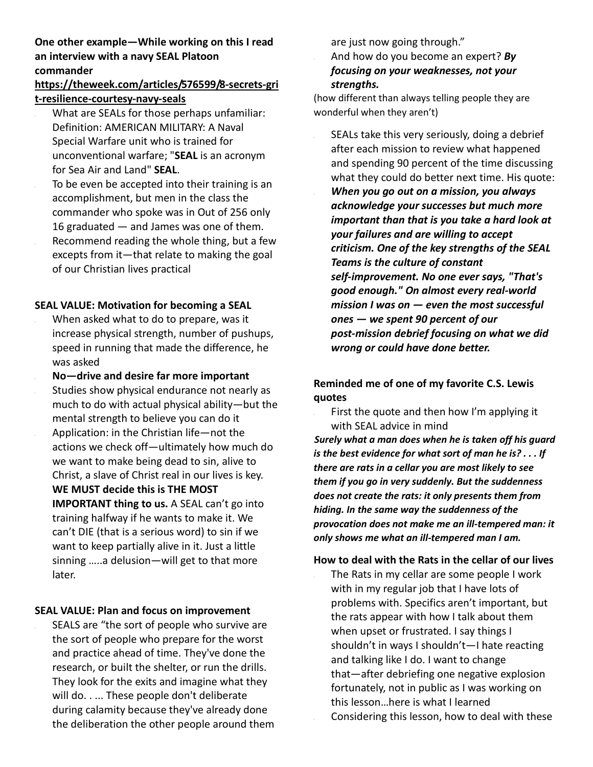**One other example—While working on this I read an interview with a navy SEAL Platoon commander https://theweek.com/articles/576599/8-secrets-grit-resilience-courtesy-navy-seals**

- What are SEALs for those perhaps unfamiliar: Definition: AMERICAN MILITARY: A Naval Special Warfare unit who is trained for unconventional warfare; "**SEAL** is an acronym for Sea Air and Land" **SEAL**.
- To be even be accepted into their training is an accomplishment, but men in the class the commander who spoke was in Out of 256 only 16 graduated — and James was one of them.
- Recommend reading the whole thing, but a few excepts from it—that relate to making the goal of our Christian lives practical

**SEAL VALUE: Motivation for becoming a SEAL**

- When asked what to do to prepare, was it increase physical strength, number of pushups, speed in running that made the difference, he was asked
- **No—drive and desire far more important**
- Studies show physical endurance not nearly as much to do with actual physical ability—but the mental strength to believe you can do it
- Application: in the Christian life—not the actions we check off—ultimately how much do we want to make being dead to sin, alive to Christ, a slave of Christ real in our lives is key. **WE MUST decide this is THE MOST IMPORTANT thing to us.** A SEAL can't go into training halfway if he wants to make it. We can't DIE (that is a serious word) to sin if we want to keep partially alive in it. Just a little sinning …..a delusion—will get to that more later.

**SEAL VALUE: Plan and focus on improvement**

- SEALS are "the sort of people who survive are the sort of people who prepare for the worst and practice ahead of time. They've done the research, or built the shelter, or run the drills. They look for the exits and imagine what they will do. . ... These people don't deliberate during calamity because they've already done the deliberation the other people around them are just now going through."
- And how do you become an expert? ***By focusing on your weaknesses, not your strengths.***

(how different than always telling people they are wonderful when they aren't)

- SEALs take this very seriously, doing a debrief after each mission to review what happened and spending 90 percent of the time discussing what they could do better next time. His quote:
- ***When you go out on a mission, you always acknowledge your successes but much more important than that is you take a hard look at your failures and are willing to accept criticism. One of the key strengths of the SEAL Teams is the culture of constant self-improvement. No one ever says, "That's good enough." On almost every real-world mission I was on — even the most successful ones — we spent 90 percent of our post-mission debrief focusing on what we did wrong or could have done better.***

**Reminded me of one of my favorite C.S. Lewis quotes**

- First the quote and then how I'm applying it with SEAL advice in mind

***Surely what a man does when he is taken off his guard is the best evidence for what sort of man he is? . . . If there are rats in a cellar you are most likely to see them if you go in very suddenly. But the suddenness does not create the rats: it only presents them from hiding. In the same way the suddenness of the provocation does not make me an ill-tempered man: it only shows me what an ill-tempered man I am.***

**How to deal with the Rats in the cellar of our lives**

- The Rats in my cellar are some people I work with in my regular job that I have lots of problems with. Specifics aren't important, but the rats appear with how I talk about them when upset or frustrated. I say things I shouldn't in ways I shouldn't—I hate reacting and talking like I do. I want to change that—after debriefing one negative explosion fortunately, not in public as I was working on this lesson…here is what I learned
- Considering this lesson, how to deal with these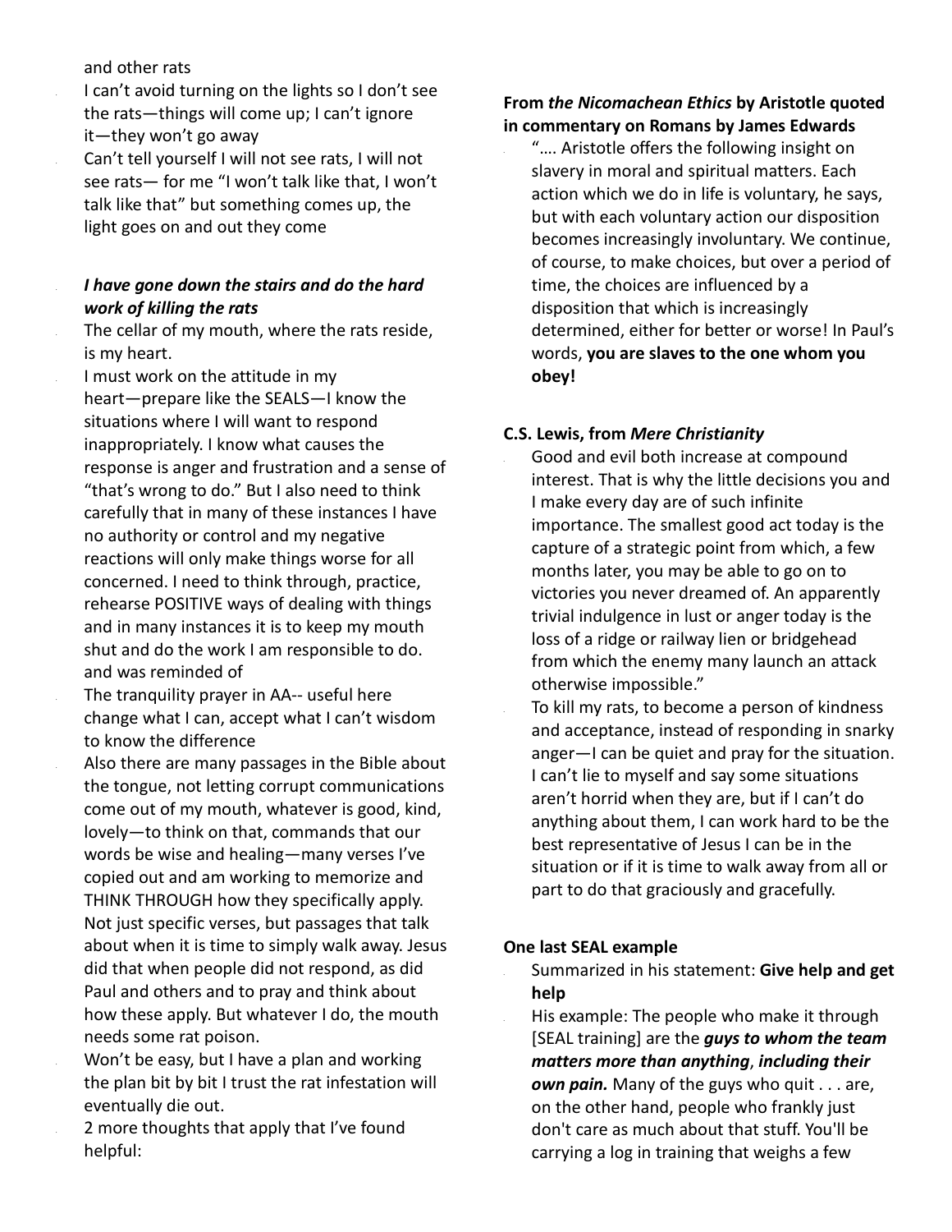and other rats

- I can't avoid turning on the lights so I don't see the rats—things will come up; I can't ignore it—they won't go away
- Can't tell yourself I will not see rats, I will not see rats— for me "I won't talk like that, I won't talk like that" but something comes up, the light goes on and out they come

- ***I have gone down the stairs and do the hard work of killing the rats***
- The cellar of my mouth, where the rats reside, is my heart.
- I must work on the attitude in my heart—prepare like the SEALS—I know the situations where I will want to respond inappropriately. I know what causes the response is anger and frustration and a sense of "that's wrong to do." But I also need to think carefully that in many of these instances I have no authority or control and my negative reactions will only make things worse for all concerned. I need to think through, practice, rehearse POSITIVE ways of dealing with things and in many instances it is to keep my mouth shut and do the work I am responsible to do. and was reminded of
- The tranquility prayer in AA-- useful here change what I can, accept what I can't wisdom to know the difference
- Also there are many passages in the Bible about the tongue, not letting corrupt communications come out of my mouth, whatever is good, kind, lovely—to think on that, commands that our words be wise and healing—many verses I've copied out and am working to memorize and THINK THROUGH how they specifically apply. Not just specific verses, but passages that talk about when it is time to simply walk away. Jesus did that when people did not respond, as did Paul and others and to pray and think about how these apply. But whatever I do, the mouth needs some rat poison.
- Won't be easy, but I have a plan and working the plan bit by bit I trust the rat infestation will eventually die out.
- 2 more thoughts that apply that I've found helpful:

**From *the Nicomachean Ethics* by Aristotle quoted in commentary on Romans by James Edwards**

- "…. Aristotle offers the following insight on slavery in moral and spiritual matters. Each action which we do in life is voluntary, he says, but with each voluntary action our disposition becomes increasingly involuntary. We continue, of course, to make choices, but over a period of time, the choices are influenced by a disposition that which is increasingly determined, either for better or worse! In Paul's words, **you are slaves to the one whom you obey!**

**C.S. Lewis, from *Mere Christianity***

- Good and evil both increase at compound interest. That is why the little decisions you and I make every day are of such infinite importance. The smallest good act today is the capture of a strategic point from which, a few months later, you may be able to go on to victories you never dreamed of. An apparently trivial indulgence in lust or anger today is the loss of a ridge or railway lien or bridgehead from which the enemy many launch an attack otherwise impossible."
- To kill my rats, to become a person of kindness and acceptance, instead of responding in snarky anger—I can be quiet and pray for the situation. I can't lie to myself and say some situations aren't horrid when they are, but if I can't do anything about them, I can work hard to be the best representative of Jesus I can be in the situation or if it is time to walk away from all or part to do that graciously and gracefully.

**One last SEAL example**

- Summarized in his statement: **Give help and get help**
- His example: The people who make it through [SEAL training] are the ***guys to whom the team matters more than anything***, ***including their own pain.*** Many of the guys who quit . . . are, on the other hand, people who frankly just don't care as much about that stuff. You'll be carrying a log in training that weighs a few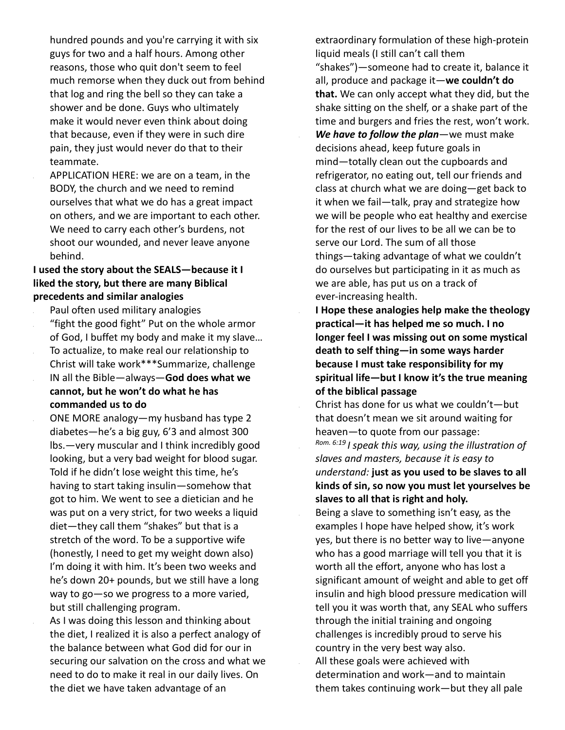hundred pounds and you're carrying it with six guys for two and a half hours. Among other reasons, those who quit don't seem to feel much remorse when they duck out from behind that log and ring the bell so they can take a shower and be done. Guys who ultimately make it would never even think about doing that because, even if they were in such dire pain, they just would never do that to their teammate.

- APPLICATION HERE: we are on a team, in the BODY, the church and we need to remind ourselves that what we do has a great impact on others, and we are important to each other. We need to carry each other's burdens, not shoot our wounded, and never leave anyone behind.

**I used the story about the SEALS—because it I liked the story, but there are many Biblical precedents and similar analogies**

- Paul often used military analogies
- "fight the good fight" Put on the whole armor of God, I buffet my body and make it my slave…
- To actualize, to make real our relationship to Christ will take work***Summarize, challenge
- IN all the Bible—always—**God does what we cannot, but he won't do what he has commanded us to do**
- ONE MORE analogy—my husband has type 2 diabetes—he's a big guy, 6'3 and almost 300 lbs.—very muscular and I think incredibly good looking, but a very bad weight for blood sugar. Told if he didn't lose weight this time, he's having to start taking insulin—somehow that got to him. We went to see a dietician and he was put on a very strict, for two weeks a liquid diet—they call them "shakes" but that is a stretch of the word. To be a supportive wife (honestly, I need to get my weight down also) I'm doing it with him. It's been two weeks and he's down 20+ pounds, but we still have a long way to go—so we progress to a more varied, but still challenging program.
- As I was doing this lesson and thinking about the diet, I realized it is also a perfect analogy of the balance between what God did for our in securing our salvation on the cross and what we need to do to make it real in our daily lives. On the diet we have taken advantage of an extraordinary formulation of these high-protein liquid meals (I still can't call them "shakes")—someone had to create it, balance it all, produce and package it—**we couldn't do that.** We can only accept what they did, but the shake sitting on the shelf, or a shake part of the time and burgers and fries the rest, won't work.
- ***We have to follow the plan***—we must make decisions ahead, keep future goals in mind—totally clean out the cupboards and refrigerator, no eating out, tell our friends and class at church what we are doing—get back to it when we fail—talk, pray and strategize how we will be people who eat healthy and exercise for the rest of our lives to be all we can be to serve our Lord. The sum of all those things—taking advantage of what we couldn't do ourselves but participating in it as much as we are able, has put us on a track of ever-increasing health.
- **I Hope these analogies help make the theology practical—it has helped me so much. I no longer feel I was missing out on some mystical death to self thing—in some ways harder because I must take responsibility for my spiritual life—but I know it's the true meaning of the biblical passage**
- Christ has done for us what we couldn't—but that doesn't mean we sit around waiting for heaven—to quote from our passage:
- *Rom. 6:19 I speak this way, using the illustration of slaves and masters, because it is easy to understand:* **just as you used to be slaves to all kinds of sin, so now you must let yourselves be slaves to all that is right and holy.**
- Being a slave to something isn't easy, as the examples I hope have helped show, it's work yes, but there is no better way to live—anyone who has a good marriage will tell you that it is worth all the effort, anyone who has lost a significant amount of weight and able to get off insulin and high blood pressure medication will tell you it was worth that, any SEAL who suffers through the initial training and ongoing challenges is incredibly proud to serve his country in the very best way also.
- All these goals were achieved with determination and work—and to maintain them takes continuing work—but they all pale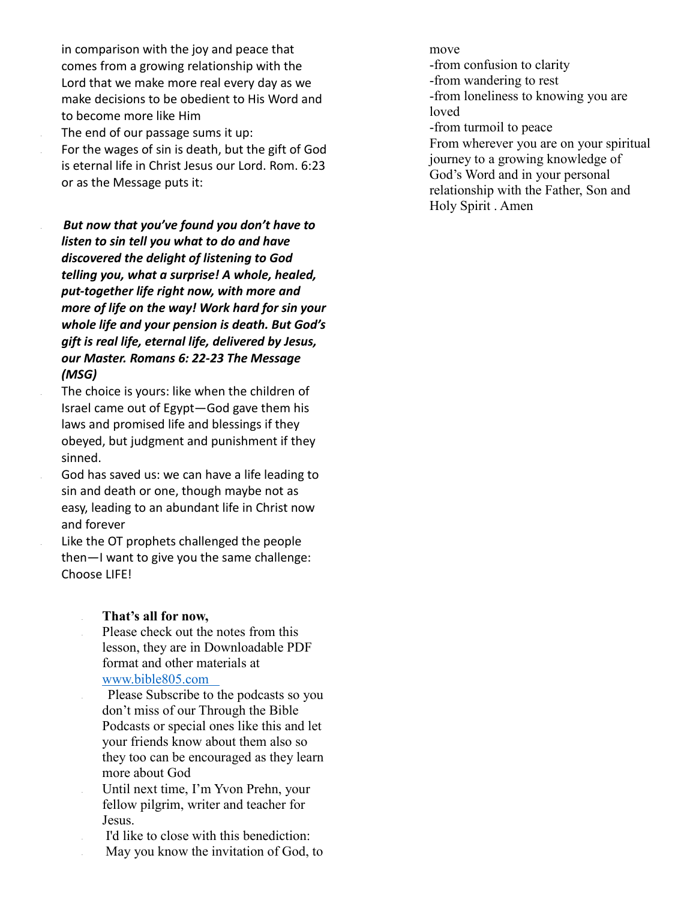in comparison with the joy and peace that comes from a growing relationship with the Lord that we make more real every day as we make decisions to be obedient to His Word and to become more like Him

The end of our passage sums it up:

For the wages of sin is death, but the gift of God is eternal life in Christ Jesus our Lord. Rom. 6:23 or as the Message puts it:

***But now that you've found you don't have to listen to sin tell you what to do and have discovered the delight of listening to God telling you, what a surprise! A whole, healed, put-together life right now, with more and more of life on the way! Work hard for sin your whole life and your pension is death. But God's gift is real life, eternal life, delivered by Jesus, our Master. Romans 6: 22-23 The Message (MSG)***

The choice is yours: like when the children of Israel came out of Egypt—God gave them his laws and promised life and blessings if they obeyed, but judgment and punishment if they sinned.

God has saved us: we can have a life leading to sin and death or one, though maybe not as easy, leading to an abundant life in Christ now and forever

Like the OT prophets challenged the people then—I want to give you the same challenge: Choose LIFE!

**That's all for now,**

Please check out the notes from this lesson, they are in Downloadable PDF format and other materials at www.bible805.com

Please Subscribe to the podcasts so you don't miss of our Through the Bible Podcasts or special ones like this and let your friends know about them also so they too can be encouraged as they learn more about God

Until next time, I'm Yvon Prehn, your fellow pilgrim, writer and teacher for Jesus.

I'd like to close with this benediction:

May you know the invitation of God, to move

-from confusion to clarity
-from wandering to rest
-from loneliness to knowing you are loved
-from turmoil to peace

From wherever you are on your spiritual journey to a growing knowledge of God's Word and in your personal relationship with the Father, Son and Holy Spirit . Amen